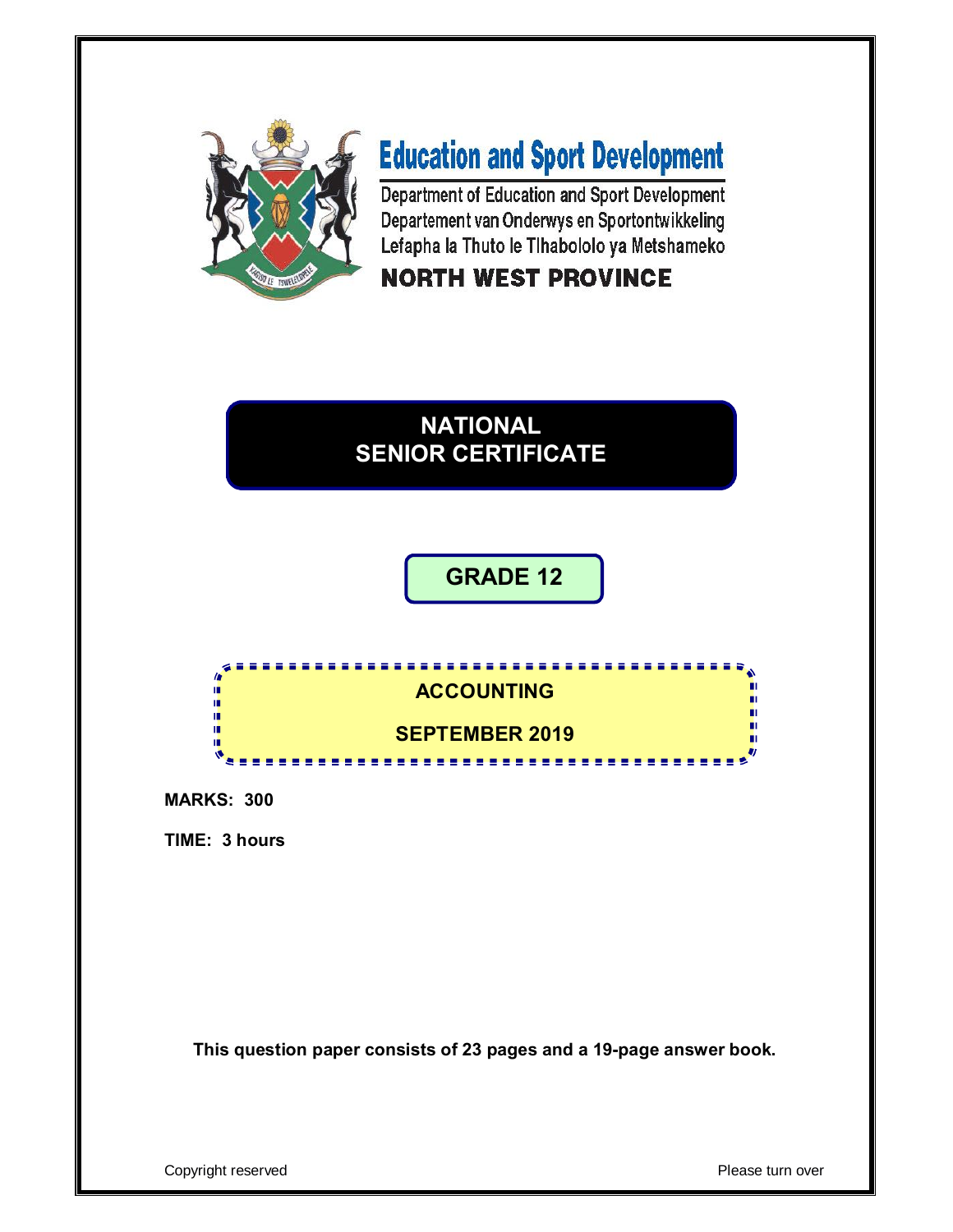# Education and Sport Development

Department of Education and Sport Development
Departement van Onderwys en Sportontwikkeling
Lefapha la Thuto le Tlhabololo ya Metshameko

**NORTH WEST PROVINCE**

# NATIONAL SENIOR CERTIFICATE

## GRADE 12

## ACCOUNTING

## SEPTEMBER 2019

**MARKS: 300**

**TIME: 3 hours**

**This question paper consists of 23 pages and a 19-page answer book.**

Copyright reserved

Please turn over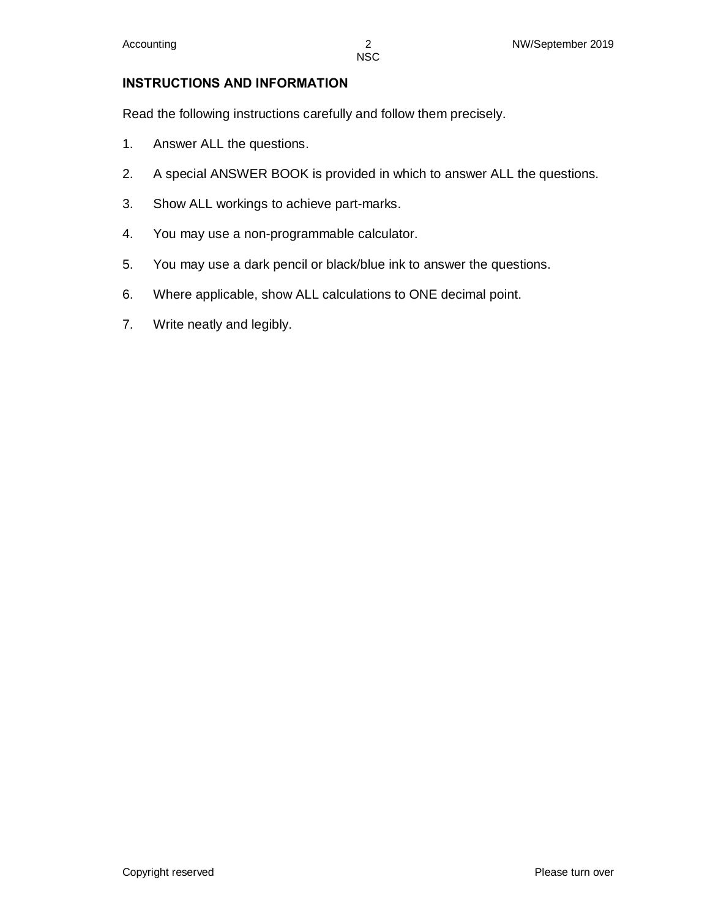## INSTRUCTIONS AND INFORMATION

Read the following instructions carefully and follow them precisely.

1. Answer ALL the questions.
2. A special ANSWER BOOK is provided in which to answer ALL the questions.
3. Show ALL workings to achieve part-marks.
4. You may use a non-programmable calculator.
5. You may use a dark pencil or black/blue ink to answer the questions.
6. Where applicable, show ALL calculations to ONE decimal point.
7. Write neatly and legibly.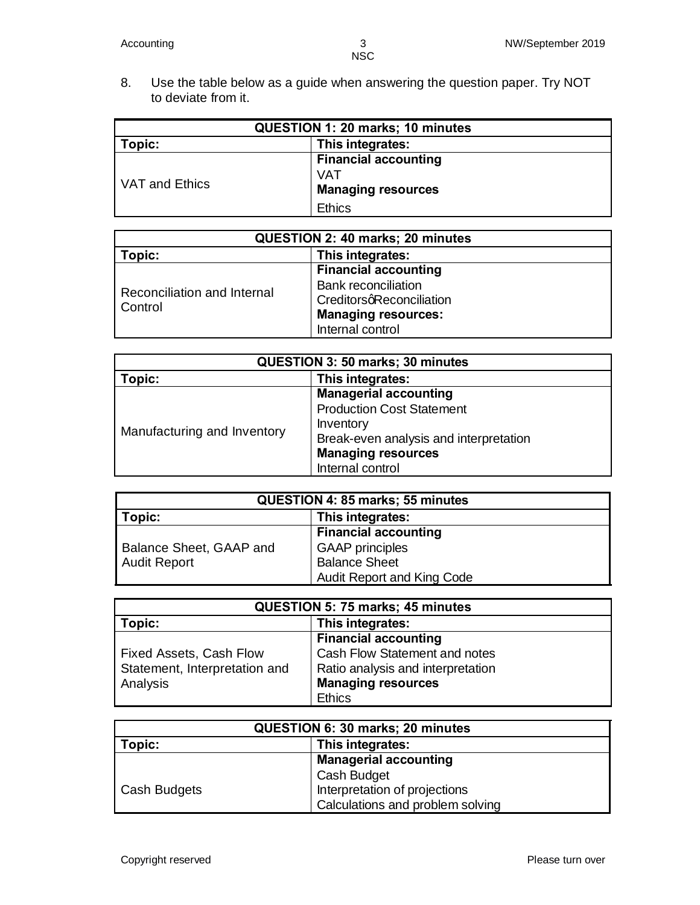8. Use the table below as a guide when answering the question paper. Try NOT to deviate from it.

| QUESTION 1: 20 marks; 10 minutes | |
|---|---|
| **Topic:** | **This integrates:** |
| VAT and Ethics | **Financial accounting**<br>VAT<br>**Managing resources**<br>Ethics |

| QUESTION 2: 40 marks; 20 minutes | |
|---|---|
| **Topic:** | **This integrates:** |
| Reconciliation and Internal Control | **Financial accounting**<br>Bank reconciliation<br>Creditorsq Reconciliation<br>**Managing resources:**<br>Internal control |

| QUESTION 3: 50 marks; 30 minutes | |
|---|---|
| **Topic:** | **This integrates:** |
| Manufacturing and Inventory | **Managerial accounting**<br>Production Cost Statement<br>Inventory<br>Break-even analysis and interpretation<br>**Managing resources**<br>Internal control |

| QUESTION 4: 85 marks; 55 minutes | |
|---|---|
| **Topic:** | **This integrates:** |
| Balance Sheet, GAAP and Audit Report | **Financial accounting**<br>GAAP principles<br>Balance Sheet<br>Audit Report and King Code |

| QUESTION 5: 75 marks; 45 minutes | |
|---|---|
| **Topic:** | **This integrates:** |
| Fixed Assets, Cash Flow Statement, Interpretation and Analysis | **Financial accounting**<br>Cash Flow Statement and notes<br>Ratio analysis and interpretation<br>**Managing resources**<br>Ethics |

| QUESTION 6: 30 marks; 20 minutes | |
|---|---|
| **Topic:** | **This integrates:** |
| Cash Budgets | **Managerial accounting**<br>Cash Budget<br>Interpretation of projections<br>Calculations and problem solving |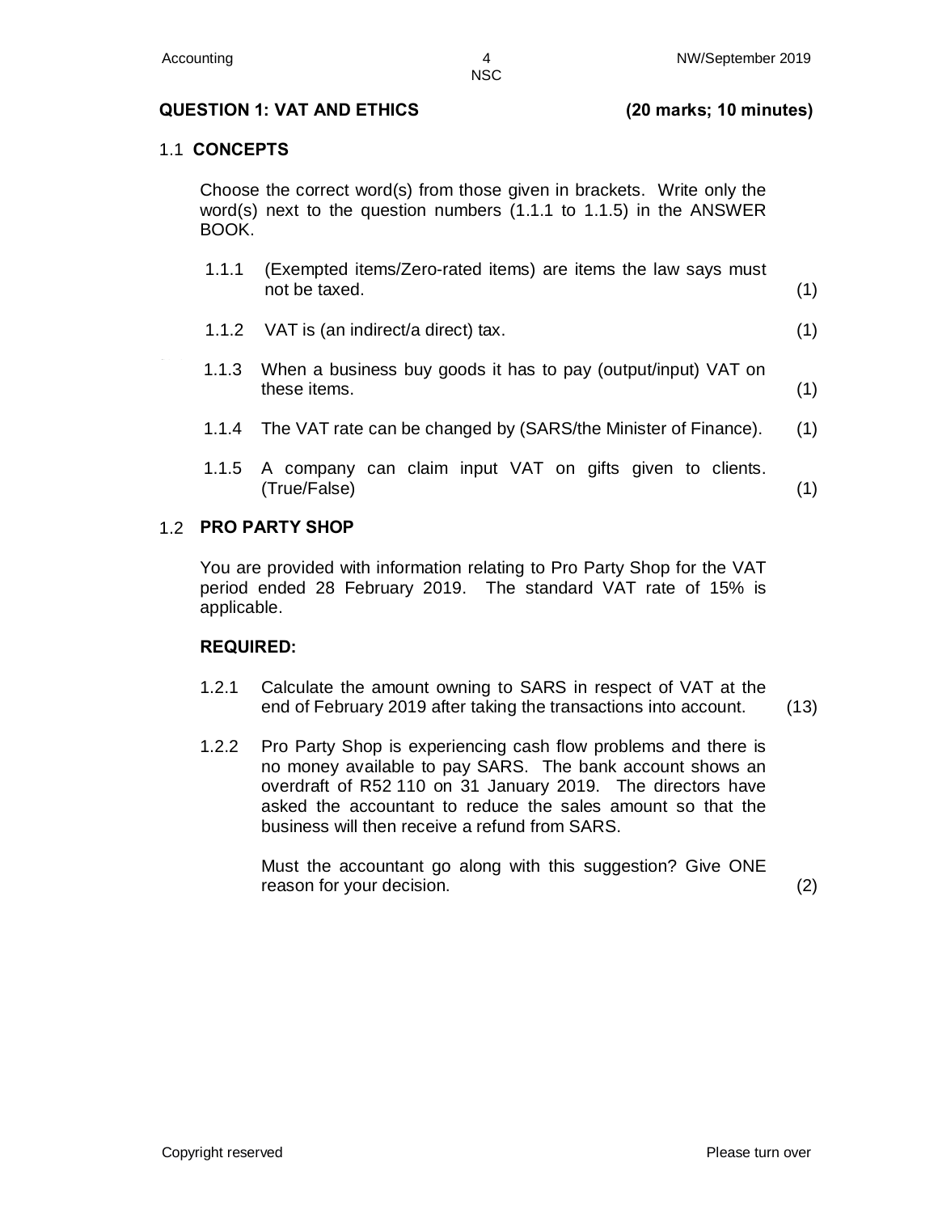## QUESTION 1: VAT AND ETHICS (20 marks; 10 minutes)

### 1.1 CONCEPTS

Choose the correct word(s) from those given in brackets. Write only the word(s) next to the question numbers (1.1.1 to 1.1.5) in the ANSWER BOOK.

1.1.1 (Exempted items/Zero-rated items) are items the law says must not be taxed. (1)

1.1.2 VAT is (an indirect/a direct) tax. (1)

1.1.3 When a business buy goods it has to pay (output/input) VAT on these items. (1)

1.1.4 The VAT rate can be changed by (SARS/the Minister of Finance). (1)

1.1.5 A company can claim input VAT on gifts given to clients. (True/False) (1)

### 1.2 PRO PARTY SHOP

You are provided with information relating to Pro Party Shop for the VAT period ended 28 February 2019. The standard VAT rate of 15% is applicable.

**REQUIRED:**

1.2.1 Calculate the amount owning to SARS in respect of VAT at the end of February 2019 after taking the transactions into account. (13)

1.2.2 Pro Party Shop is experiencing cash flow problems and there is no money available to pay SARS. The bank account shows an overdraft of R52 110 on 31 January 2019. The directors have asked the accountant to reduce the sales amount so that the business will then receive a refund from SARS.

Must the accountant go along with this suggestion? Give ONE reason for your decision. (2)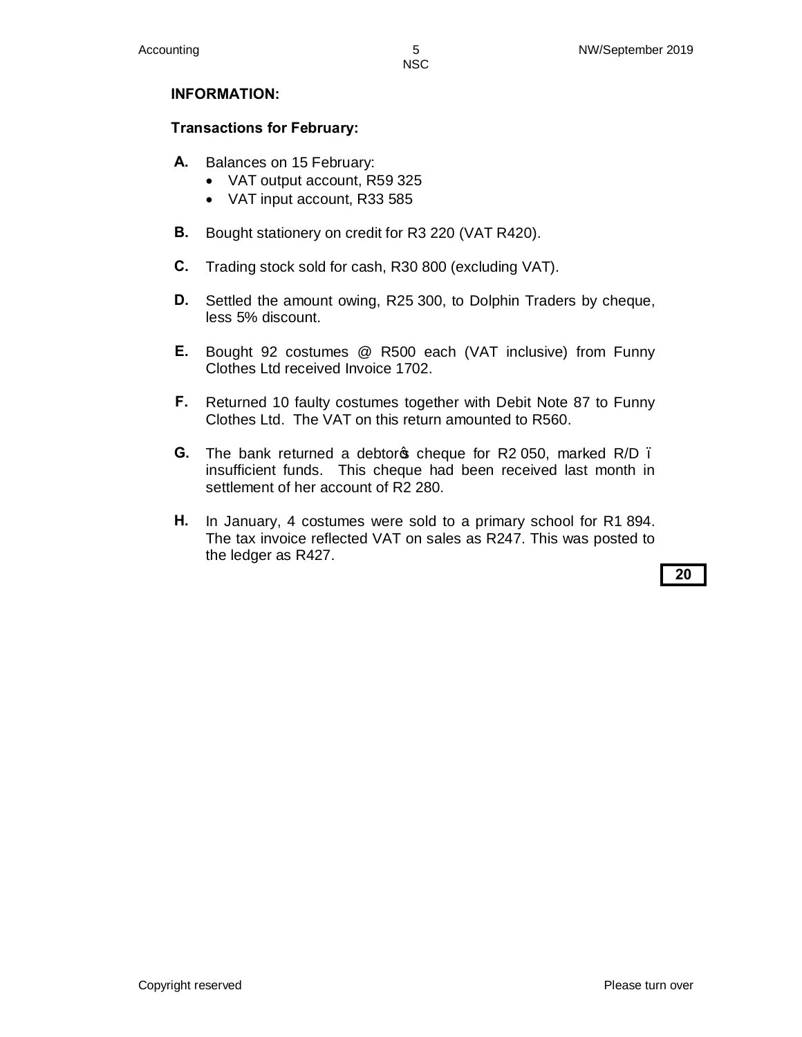**INFORMATION:**

**Transactions for February:**

**A.** Balances on 15 February:
- VAT output account, R59 325
- VAT input account, R33 585

**B.** Bought stationery on credit for R3 220 (VAT R420).

**C.** Trading stock sold for cash, R30 800 (excluding VAT).

**D.** Settled the amount owing, R25 300, to Dolphin Traders by cheque, less 5% discount.

**E.** Bought 92 costumes @ R500 each (VAT inclusive) from Funny Clothes Ltd received Invoice 1702.

**F.** Returned 10 faulty costumes together with Debit Note 87 to Funny Clothes Ltd. The VAT on this return amounted to R560.

**G.** The bank returned a debtor's cheque for R2 050, marked R/D – insufficient funds. This cheque had been received last month in settlement of her account of R2 280.

**H.** In January, 4 costumes were sold to a primary school for R1 894. The tax invoice reflected VAT on sales as R247. This was posted to the ledger as R427.

**20**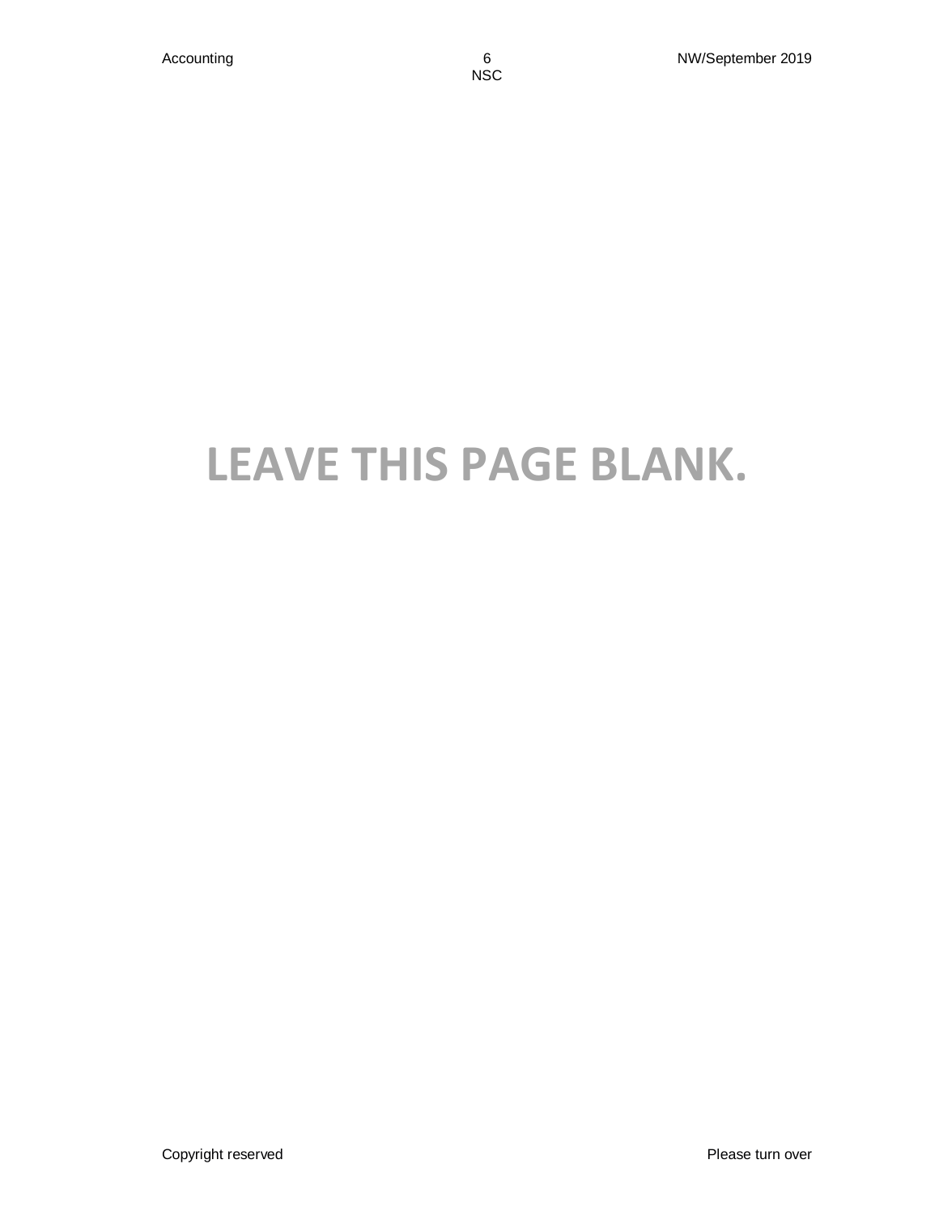LEAVE THIS PAGE BLANK.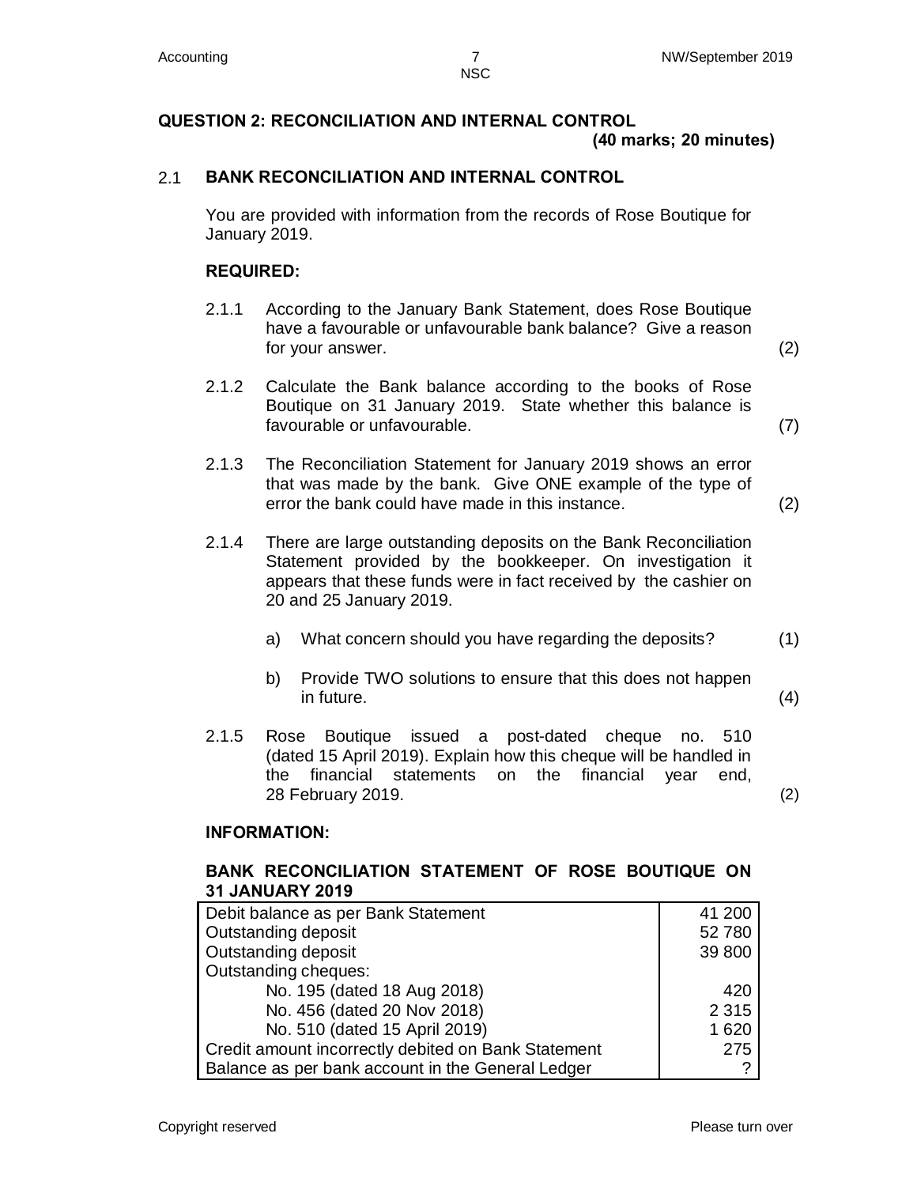## QUESTION 2: RECONCILIATION AND INTERNAL CONTROL

**(40 marks; 20 minutes)**

### 2.1 BANK RECONCILIATION AND INTERNAL CONTROL

You are provided with information from the records of Rose Boutique for January 2019.

**REQUIRED:**

2.1.1 According to the January Bank Statement, does Rose Boutique have a favourable or unfavourable bank balance? Give a reason for your answer. (2)

2.1.2 Calculate the Bank balance according to the books of Rose Boutique on 31 January 2019. State whether this balance is favourable or unfavourable. (7)

2.1.3 The Reconciliation Statement for January 2019 shows an error that was made by the bank. Give ONE example of the type of error the bank could have made in this instance. (2)

2.1.4 There are large outstanding deposits on the Bank Reconciliation Statement provided by the bookkeeper. On investigation it appears that these funds were in fact received by the cashier on 20 and 25 January 2019.

a) What concern should you have regarding the deposits? (1)

b) Provide TWO solutions to ensure that this does not happen in future. (4)

2.1.5 Rose Boutique issued a post-dated cheque no. 510 (dated 15 April 2019). Explain how this cheque will be handled in the financial statements on the financial year end, 28 February 2019. (2)

**INFORMATION:**

**BANK RECONCILIATION STATEMENT OF ROSE BOUTIQUE ON 31 JANUARY 2019**

| | |
|---|---|
| Debit balance as per Bank Statement | 41 200 |
| Outstanding deposit | 52 780 |
| Outstanding deposit | 39 800 |
| Outstanding cheques: | |
| No. 195 (dated 18 Aug 2018) | 420 |
| No. 456 (dated 20 Nov 2018) | 2 315 |
| No. 510 (dated 15 April 2019) | 1 620 |
| Credit amount incorrectly debited on Bank Statement | 275 |
| Balance as per bank account in the General Ledger | ? |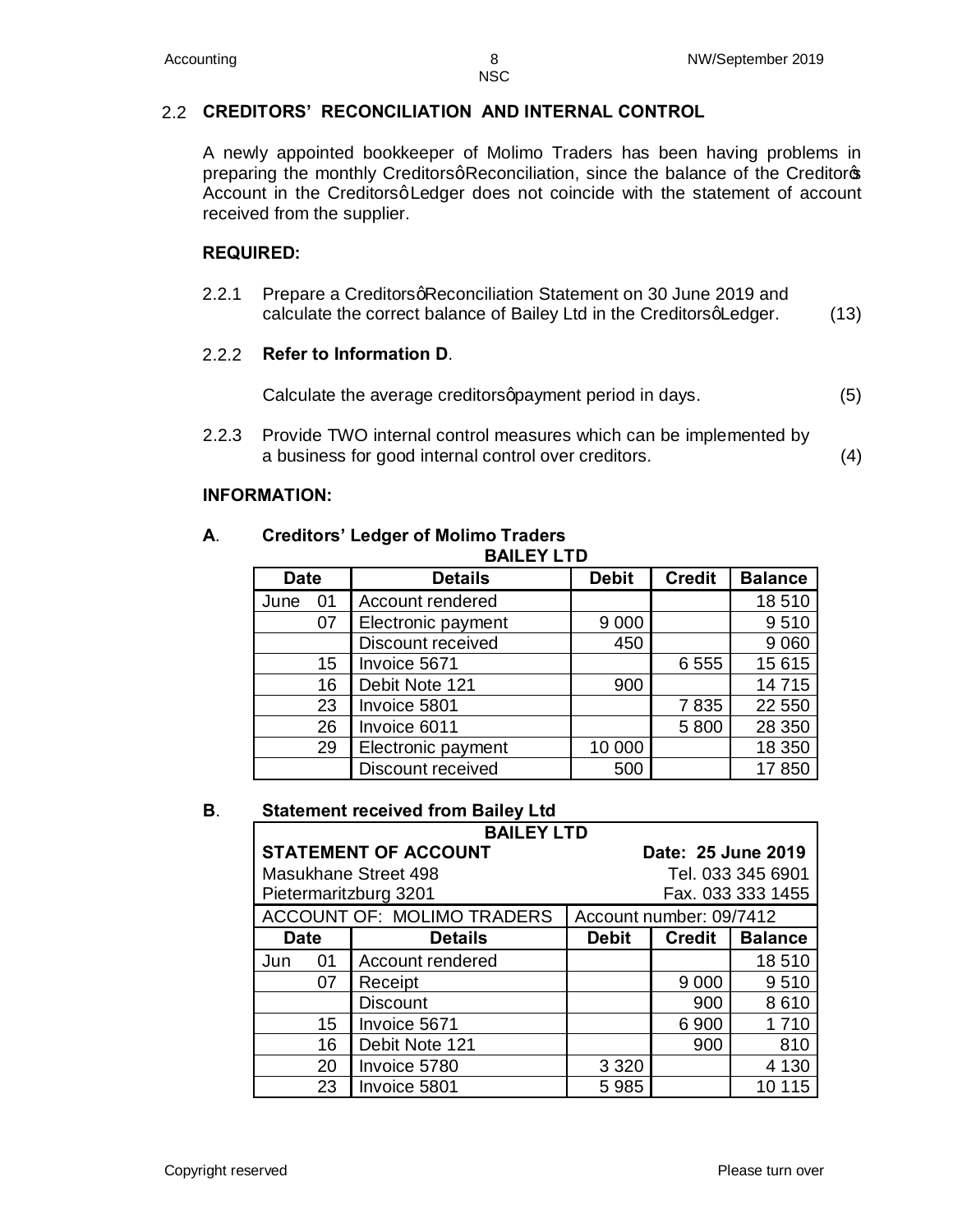## 2.2 CREDITORS' RECONCILIATION AND INTERNAL CONTROL

A newly appointed bookkeeper of Molimo Traders has been having problems in preparing the monthly Creditors' Reconciliation, since the balance of the Creditor's Account in the Creditors' Ledger does not coincide with the statement of account received from the supplier.

**REQUIRED:**

2.2.1 Prepare a Creditors' Reconciliation Statement on 30 June 2019 and calculate the correct balance of Bailey Ltd in the Creditors' Ledger. (13)

2.2.2 **Refer to Information D**.

Calculate the average creditors' payment period in days. (5)

2.2.3 Provide TWO internal control measures which can be implemented by a business for good internal control over creditors. (4)

**INFORMATION:**

**A. Creditors' Ledger of Molimo Traders**

**BAILEY LTD**

| Date | | Details | Debit | Credit | Balance |
|---|---|---|---|---|---|
| June | 01 | Account rendered | | | 18 510 |
| | 07 | Electronic payment | 9 000 | | 9 510 |
| | | Discount received | 450 | | 9 060 |
| | 15 | Invoice 5671 | | 6 555 | 15 615 |
| | 16 | Debit Note 121 | 900 | | 14 715 |
| | 23 | Invoice 5801 | | 7 835 | 22 550 |
| | 26 | Invoice 6011 | | 5 800 | 28 350 |
| | 29 | Electronic payment | 10 000 | | 18 350 |
| | | Discount received | 500 | | 17 850 |

**B. Statement received from Bailey Ltd**

**BAILEY LTD**

**STATEMENT OF ACCOUNT** | **Date: 25 June 2019**

Masukhane Street 498 | Tel. 033 345 6901

Pietermaritzburg 3201 | Fax. 033 333 1455

ACCOUNT OF: MOLIMO TRADERS | Account number: 09/7412

| Date | | Details | Debit | Credit | Balance |
|---|---|---|---|---|---|
| Jun | 01 | Account rendered | | | 18 510 |
| | 07 | Receipt | | 9 000 | 9 510 |
| | | Discount | | 900 | 8 610 |
| | 15 | Invoice 5671 | | 6 900 | 1 710 |
| | 16 | Debit Note 121 | | 900 | 810 |
| | 20 | Invoice 5780 | 3 320 | | 4 130 |
| | 23 | Invoice 5801 | 5 985 | | 10 115 |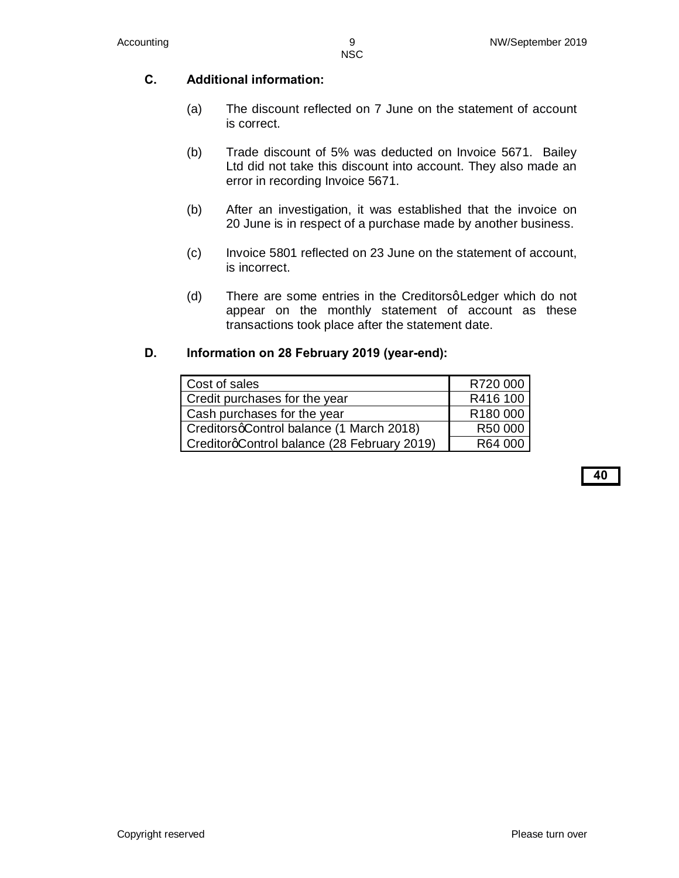**C. Additional information:**

(a) The discount reflected on 7 June on the statement of account is correct.

(b) Trade discount of 5% was deducted on Invoice 5671. Bailey Ltd did not take this discount into account. They also made an error in recording Invoice 5671.

(b) After an investigation, it was established that the invoice on 20 June is in respect of a purchase made by another business.

(c) Invoice 5801 reflected on 23 June on the statement of account, is incorrect.

(d) There are some entries in the Creditors' Ledger which do not appear on the monthly statement of account as these transactions took place after the statement date.

**D. Information on 28 February 2019 (year-end):**

| | |
|---|---|
| Cost of sales | R720 000 |
| Credit purchases for the year | R416 100 |
| Cash purchases for the year | R180 000 |
| Creditors' Control balance (1 March 2018) | R50 000 |
| Creditor' Control balance (28 February 2019) | R64 000 |

**40**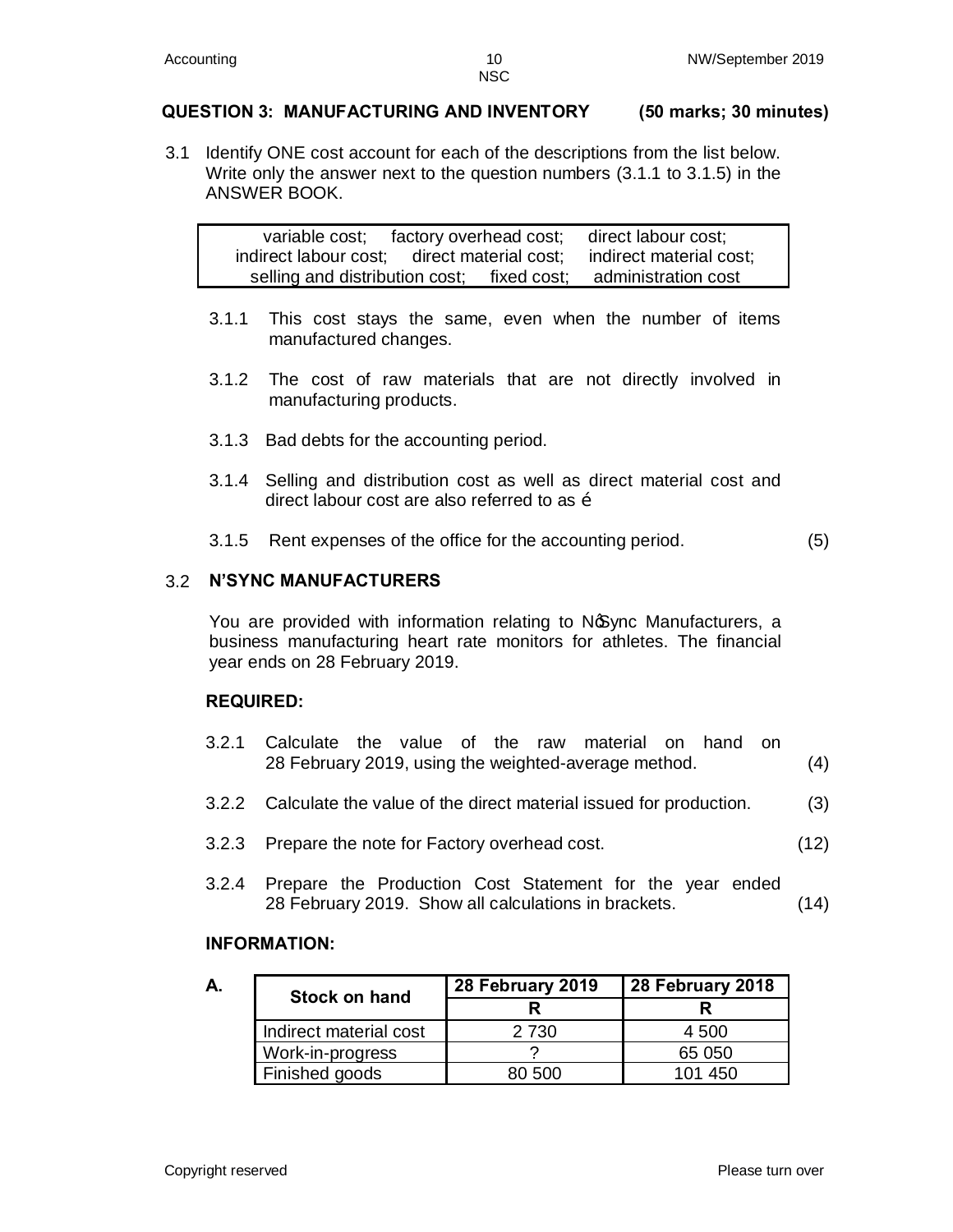## QUESTION 3: MANUFACTURING AND INVENTORY (50 marks; 30 minutes)

3.1 Identify ONE cost account for each of the descriptions from the list below. Write only the answer next to the question numbers (3.1.1 to 3.1.5) in the ANSWER BOOK.

| variable cost; factory overhead cost; direct labour cost; indirect labour cost; direct material cost; indirect material cost; selling and distribution cost; fixed cost; administration cost |
|---|

3.1.1 This cost stays the same, even when the number of items manufactured changes.

3.1.2 The cost of raw materials that are not directly involved in manufacturing products.

3.1.3 Bad debts for the accounting period.

3.1.4 Selling and distribution cost as well as direct material cost and direct labour cost are also referred to as …

3.1.5 Rent expenses of the office for the accounting period. (5)

### 3.2 N'SYNC MANUFACTURERS

You are provided with information relating to N'Sync Manufacturers, a business manufacturing heart rate monitors for athletes. The financial year ends on 28 February 2019.

**REQUIRED:**

3.2.1 Calculate the value of the raw material on hand on 28 February 2019, using the weighted-average method. (4)

3.2.2 Calculate the value of the direct material issued for production. (3)

3.2.3 Prepare the note for Factory overhead cost. (12)

3.2.4 Prepare the Production Cost Statement for the year ended 28 February 2019. Show all calculations in brackets. (14)

**INFORMATION:**

**A.**

| Stock on hand | 28 February 2019 | 28 February 2018 |
|---|---|---|
| | R | R |
| Indirect material cost | 2 730 | 4 500 |
| Work-in-progress | ? | 65 050 |
| Finished goods | 80 500 | 101 450 |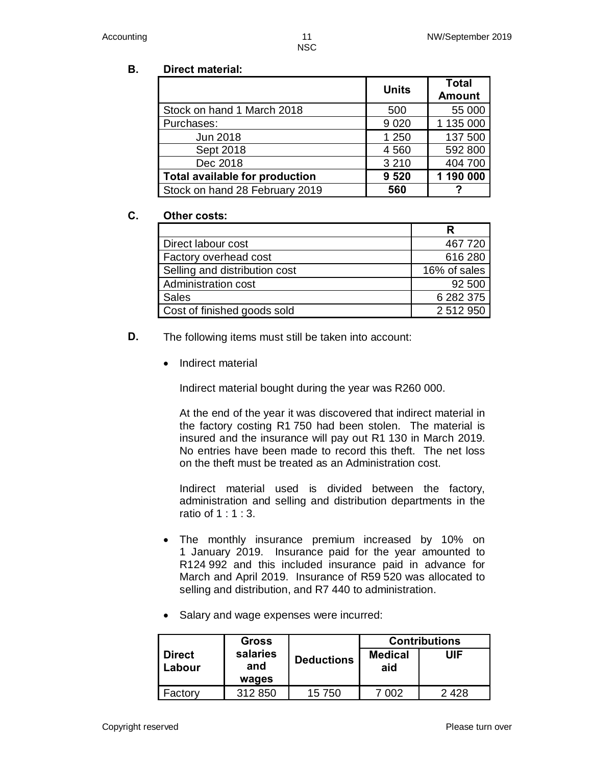**B. Direct material:**

| | Units | Total Amount |
|---|---|---|
| Stock on hand 1 March 2018 | 500 | 55 000 |
| Purchases: | 9 020 | 1 135 000 |
| Jun 2018 | 1 250 | 137 500 |
| Sept 2018 | 4 560 | 592 800 |
| Dec 2018 | 3 210 | 404 700 |
| **Total available for production** | **9 520** | **1 190 000** |
| Stock on hand 28 February 2019 | **560** | **?** |

**C. Other costs:**

| | R |
|---|---|
| Direct labour cost | 467 720 |
| Factory overhead cost | 616 280 |
| Selling and distribution cost | 16% of sales |
| Administration cost | 92 500 |
| Sales | 6 282 375 |
| Cost of finished goods sold | 2 512 950 |

**D.** The following items must still be taken into account:

- Indirect material

  Indirect material bought during the year was R260 000.

  At the end of the year it was discovered that indirect material in the factory costing R1 750 had been stolen. The material is insured and the insurance will pay out R1 130 in March 2019. No entries have been made to record this theft. The net loss on the theft must be treated as an Administration cost.

  Indirect material used is divided between the factory, administration and selling and distribution departments in the ratio of 1 : 1 : 3.

- The monthly insurance premium increased by 10% on 1 January 2019. Insurance paid for the year amounted to R124 992 and this included insurance paid in advance for March and April 2019. Insurance of R59 520 was allocated to selling and distribution, and R7 440 to administration.

- Salary and wage expenses were incurred:

| Direct Labour | Gross salaries and wages | Deductions | Contributions | |
|---|---|---|---|---|
| | | | Medical aid | UIF |
| Factory | 312 850 | 15 750 | 7 002 | 2 428 |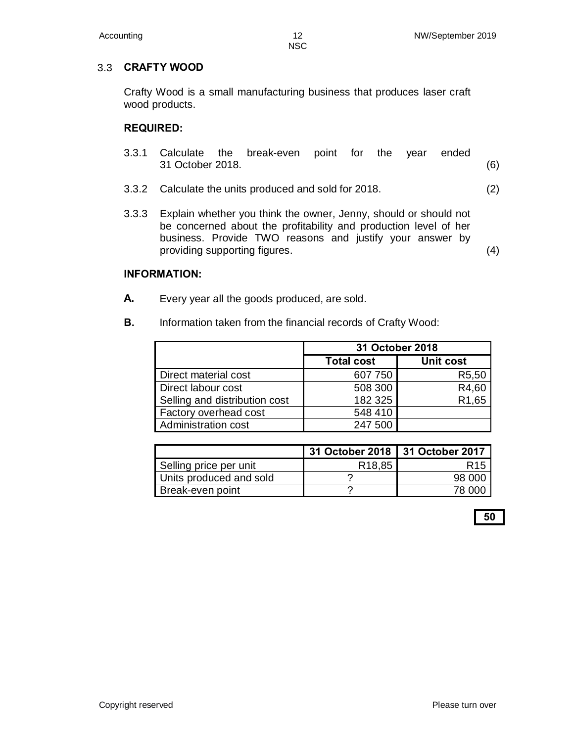## 3.3 CRAFTY WOOD

Crafty Wood is a small manufacturing business that produces laser craft wood products.

**REQUIRED:**

3.3.1 Calculate the break-even point for the year ended 31 October 2018. (6)

3.3.2 Calculate the units produced and sold for 2018. (2)

3.3.3 Explain whether you think the owner, Jenny, should or should not be concerned about the profitability and production level of her business. Provide TWO reasons and justify your answer by providing supporting figures. (4)

**INFORMATION:**

**A.** Every year all the goods produced, are sold.

**B.** Information taken from the financial records of Crafty Wood:

| | 31 October 2018 | |
|---|---|---|
| | **Total cost** | **Unit cost** |
| Direct material cost | 607 750 | R5,50 |
| Direct labour cost | 508 300 | R4,60 |
| Selling and distribution cost | 182 325 | R1,65 |
| Factory overhead cost | 548 410 | |
| Administration cost | 247 500 | |

| | 31 October 2018 | 31 October 2017 |
|---|---|---|
| Selling price per unit | R18,85 | R15 |
| Units produced and sold | ? | 98 000 |
| Break-even point | ? | 78 000 |

**50**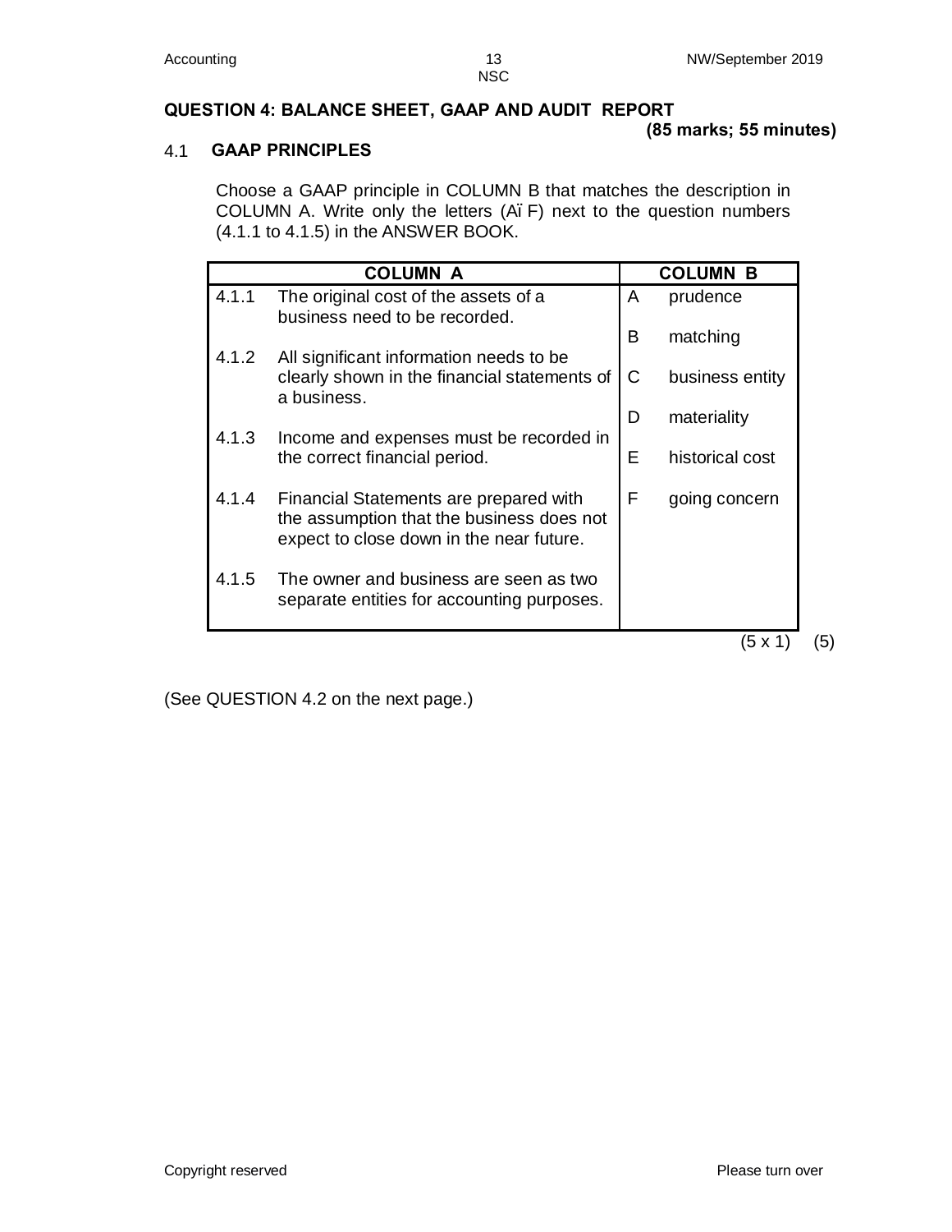## QUESTION 4: BALANCE SHEET, GAAP AND AUDIT REPORT

**(85 marks; 55 minutes)**

### 4.1 GAAP PRINCIPLES

Choose a GAAP principle in COLUMN B that matches the description in COLUMN A. Write only the letters (A–F) next to the question numbers (4.1.1 to 4.1.5) in the ANSWER BOOK.

| COLUMN A | | COLUMN B | |
|---|---|---|---|
| 4.1.1 | The original cost of the assets of a business need to be recorded. | A | prudence |
| | | B | matching |
| 4.1.2 | All significant information needs to be clearly shown in the financial statements of a business. | C | business entity |
| | | D | materiality |
| 4.1.3 | Income and expenses must be recorded in the correct financial period. | E | historical cost |
| 4.1.4 | Financial Statements are prepared with the assumption that the business does not expect to close down in the near future. | F | going concern |
| 4.1.5 | The owner and business are seen as two separate entities for accounting purposes. | | |

(5 x 1) (5)

(See QUESTION 4.2 on the next page.)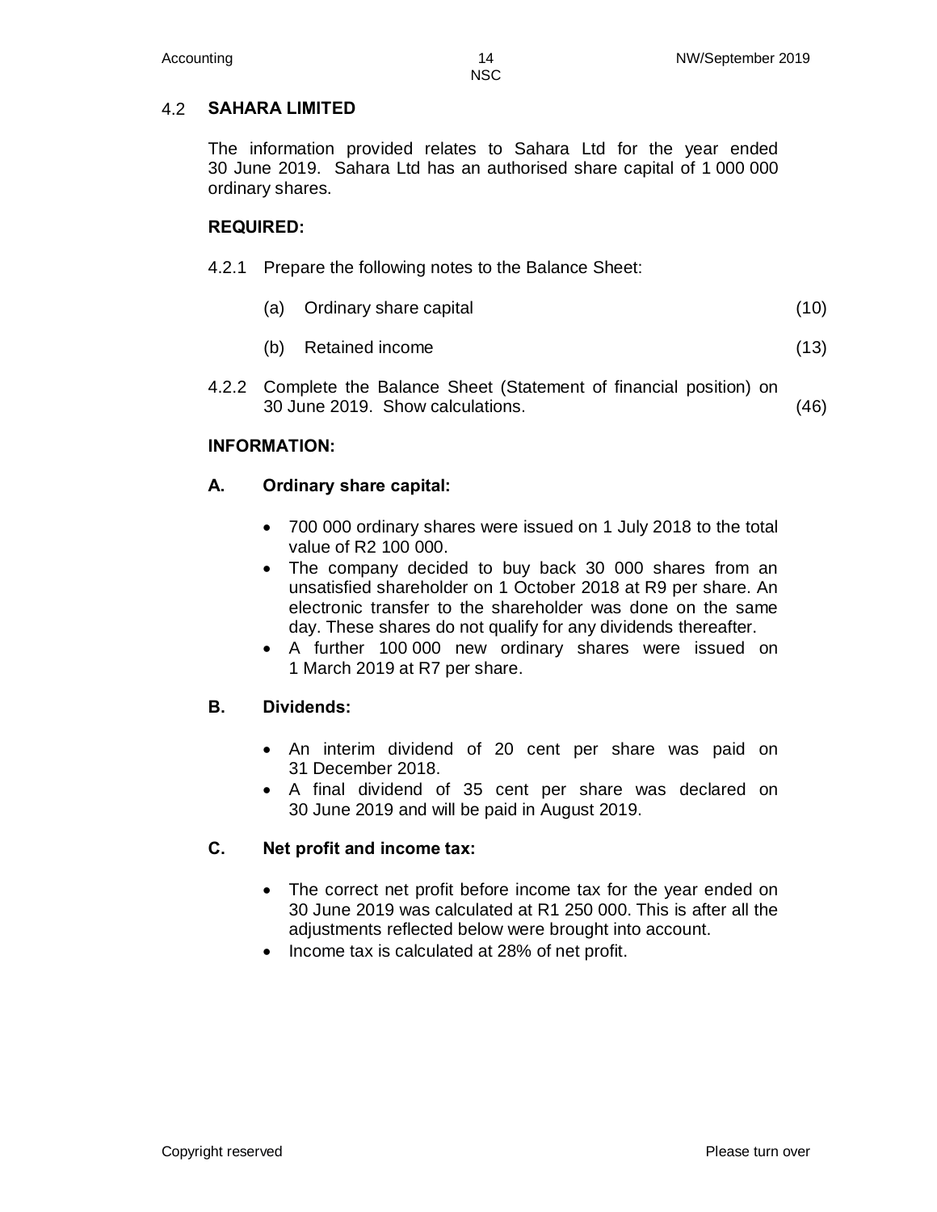## 4.2 SAHARA LIMITED

The information provided relates to Sahara Ltd for the year ended 30 June 2019. Sahara Ltd has an authorised share capital of 1 000 000 ordinary shares.

**REQUIRED:**

4.2.1 Prepare the following notes to the Balance Sheet:

| | | |
|---|---|---|
| (a) | Ordinary share capital | (10) |
| (b) | Retained income | (13) |

4.2.2 Complete the Balance Sheet (Statement of financial position) on 30 June 2019. Show calculations. (46)

**INFORMATION:**

**A. Ordinary share capital:**

- 700 000 ordinary shares were issued on 1 July 2018 to the total value of R2 100 000.
- The company decided to buy back 30 000 shares from an unsatisfied shareholder on 1 October 2018 at R9 per share. An electronic transfer to the shareholder was done on the same day. These shares do not qualify for any dividends thereafter.
- A further 100 000 new ordinary shares were issued on 1 March 2019 at R7 per share.

**B. Dividends:**

- An interim dividend of 20 cent per share was paid on 31 December 2018.
- A final dividend of 35 cent per share was declared on 30 June 2019 and will be paid in August 2019.

**C. Net profit and income tax:**

- The correct net profit before income tax for the year ended on 30 June 2019 was calculated at R1 250 000. This is after all the adjustments reflected below were brought into account.
- Income tax is calculated at 28% of net profit.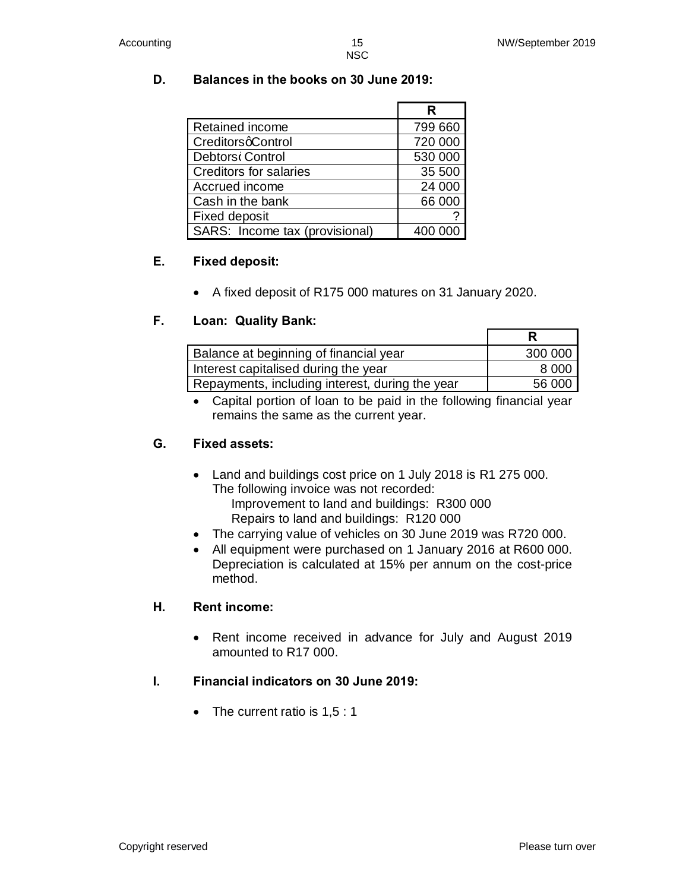**D. Balances in the books on 30 June 2019:**

| | R |
|---|---|
| Retained income | 799 660 |
| Creditors' Control | 720 000 |
| Debtors' Control | 530 000 |
| Creditors for salaries | 35 500 |
| Accrued income | 24 000 |
| Cash in the bank | 66 000 |
| Fixed deposit | ? |
| SARS: Income tax (provisional) | 400 000 |

**E. Fixed deposit:**

- A fixed deposit of R175 000 matures on 31 January 2020.

**F. Loan: Quality Bank:**

| | R |
|---|---|
| Balance at beginning of financial year | 300 000 |
| Interest capitalised during the year | 8 000 |
| Repayments, including interest, during the year | 56 000 |

- Capital portion of loan to be paid in the following financial year remains the same as the current year.

**G. Fixed assets:**

- Land and buildings cost price on 1 July 2018 is R1 275 000. The following invoice was not recorded:
  - Improvement to land and buildings: R300 000
  - Repairs to land and buildings: R120 000
- The carrying value of vehicles on 30 June 2019 was R720 000.
- All equipment were purchased on 1 January 2016 at R600 000. Depreciation is calculated at 15% per annum on the cost-price method.

**H. Rent income:**

- Rent income received in advance for July and August 2019 amounted to R17 000.

**I. Financial indicators on 30 June 2019:**

- The current ratio is 1,5 : 1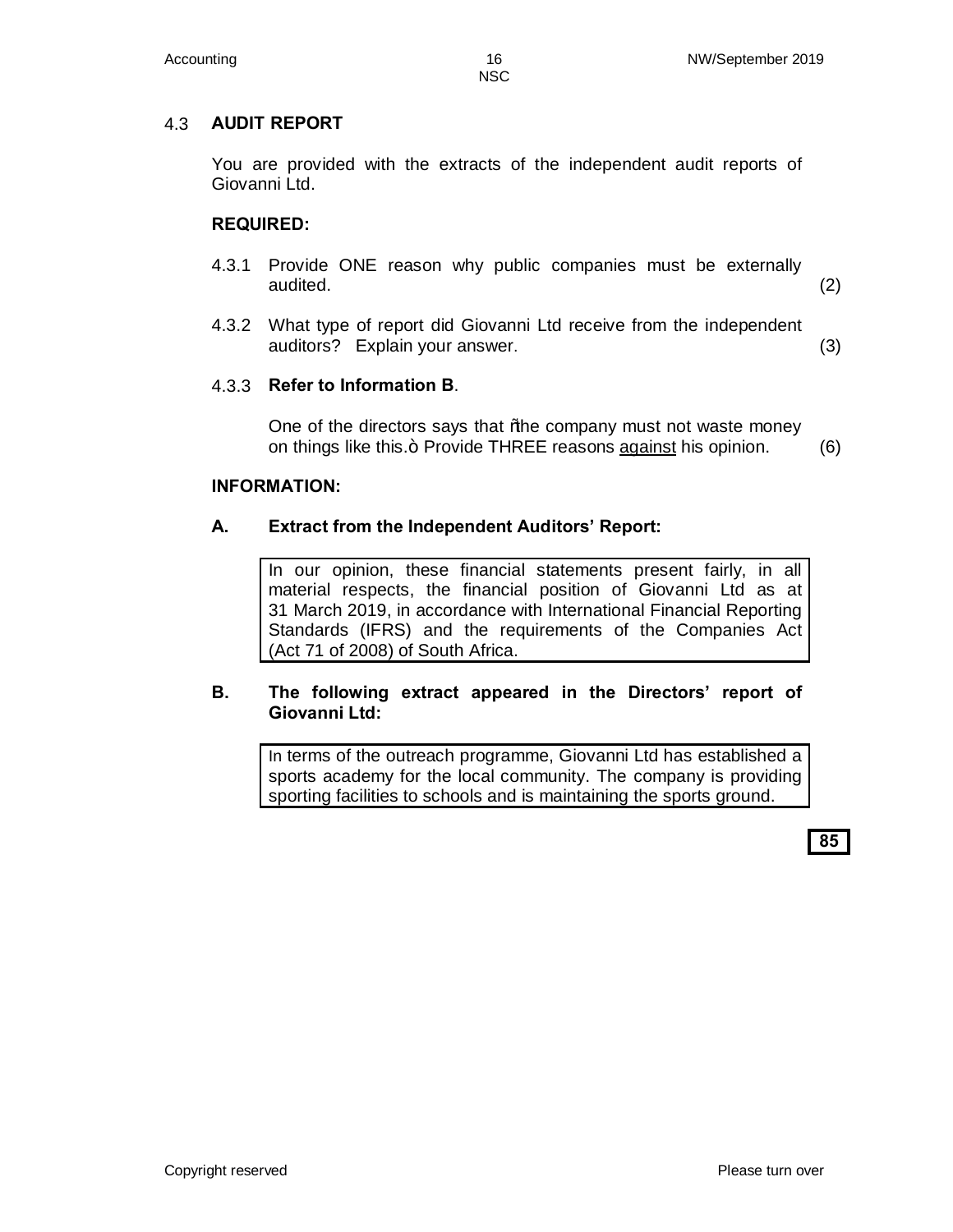## 4.3 AUDIT REPORT

You are provided with the extracts of the independent audit reports of Giovanni Ltd.

**REQUIRED:**

4.3.1 Provide ONE reason why public companies must be externally audited. (2)

4.3.2 What type of report did Giovanni Ltd receive from the independent auditors? Explain your answer. (3)

4.3.3 **Refer to Information B**.

One of the directors says that "the company must not waste money on things like this." Provide THREE reasons <u>against</u> his opinion. (6)

**INFORMATION:**

**A. Extract from the Independent Auditors' Report:**

| In our opinion, these financial statements present fairly, in all material respects, the financial position of Giovanni Ltd as at 31 March 2019, in accordance with International Financial Reporting Standards (IFRS) and the requirements of the Companies Act (Act 71 of 2008) of South Africa. |
|---|

**B. The following extract appeared in the Directors' report of Giovanni Ltd:**

| In terms of the outreach programme, Giovanni Ltd has established a sports academy for the local community. The company is providing sporting facilities to schools and is maintaining the sports ground. |
|---|

**85**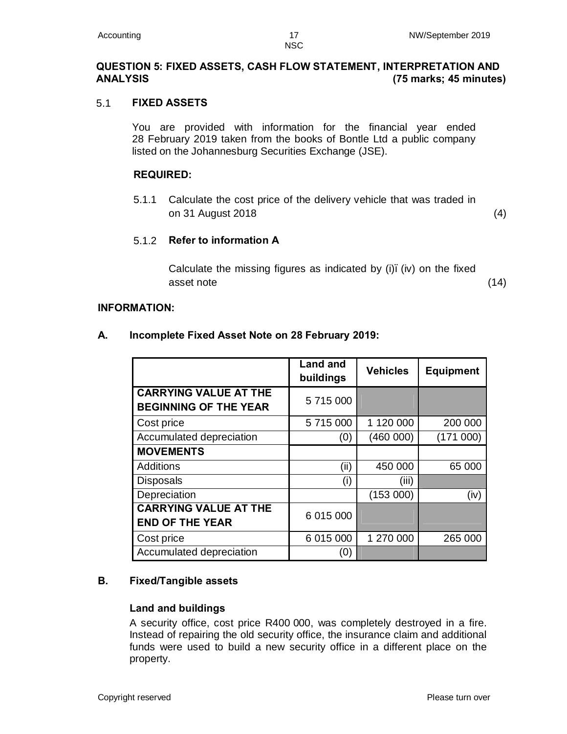## QUESTION 5: FIXED ASSETS, CASH FLOW STATEMENT, INTERPRETATION AND ANALYSIS (75 marks; 45 minutes)

### 5.1 FIXED ASSETS

You are provided with information for the financial year ended 28 February 2019 taken from the books of Bontle Ltd a public company listed on the Johannesburg Securities Exchange (JSE).

**REQUIRED:**

5.1.1 Calculate the cost price of the delivery vehicle that was traded in on 31 August 2018 (4)

5.1.2 **Refer to information A**

Calculate the missing figures as indicated by (i)–(iv) on the fixed asset note (14)

**INFORMATION:**

**A. Incomplete Fixed Asset Note on 28 February 2019:**

| | Land and buildings | Vehicles | Equipment |
|---|---|---|---|
| **CARRYING VALUE AT THE BEGINNING OF THE YEAR** | 5 715 000 | | |
| Cost price | 5 715 000 | 1 120 000 | 200 000 |
| Accumulated depreciation | (0) | (460 000) | (171 000) |
| **MOVEMENTS** | | | |
| Additions | (ii) | 450 000 | 65 000 |
| Disposals | (i) | (iii) | |
| Depreciation | | (153 000) | (iv) |
| **CARRYING VALUE AT THE END OF THE YEAR** | 6 015 000 | | |
| Cost price | 6 015 000 | 1 270 000 | 265 000 |
| Accumulated depreciation | (0) | | |

**B. Fixed/Tangible assets**

**Land and buildings**

A security office, cost price R400 000, was completely destroyed in a fire. Instead of repairing the old security office, the insurance claim and additional funds were used to build a new security office in a different place on the property.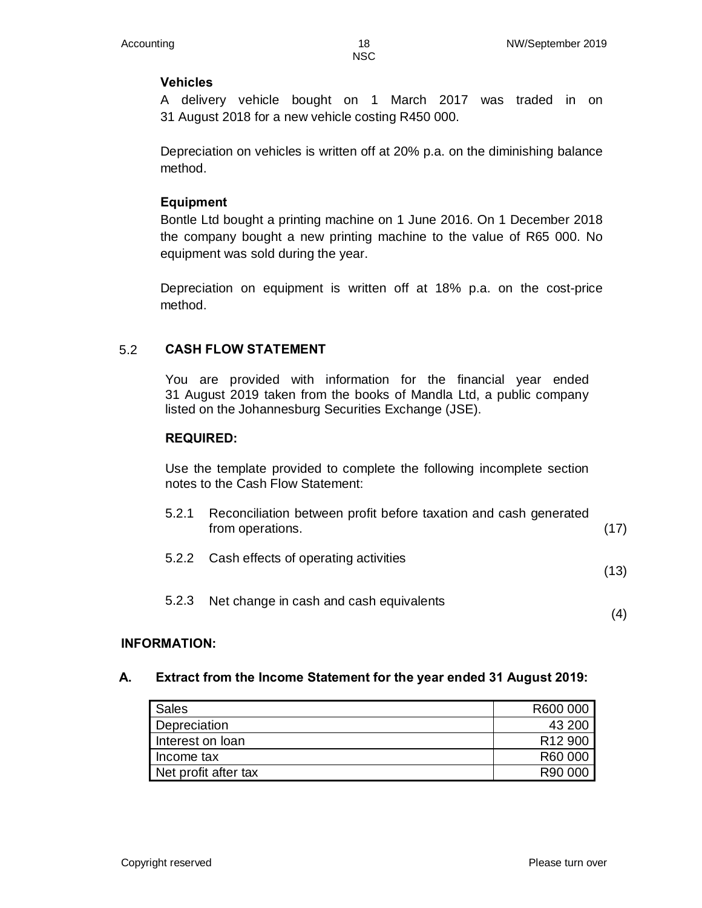**Vehicles**

A delivery vehicle bought on 1 March 2017 was traded in on 31 August 2018 for a new vehicle costing R450 000.

Depreciation on vehicles is written off at 20% p.a. on the diminishing balance method.

**Equipment**

Bontle Ltd bought a printing machine on 1 June 2016. On 1 December 2018 the company bought a new printing machine to the value of R65 000. No equipment was sold during the year.

Depreciation on equipment is written off at 18% p.a. on the cost-price method.

## 5.2 CASH FLOW STATEMENT

You are provided with information for the financial year ended 31 August 2019 taken from the books of Mandla Ltd, a public company listed on the Johannesburg Securities Exchange (JSE).

**REQUIRED:**

Use the template provided to complete the following incomplete section notes to the Cash Flow Statement:

5.2.1 Reconciliation between profit before taxation and cash generated from operations. (17)

5.2.2 Cash effects of operating activities (13)

5.2.3 Net change in cash and cash equivalents (4)

**INFORMATION:**

**A. Extract from the Income Statement for the year ended 31 August 2019:**

| | |
|---|---|
| Sales | R600 000 |
| Depreciation | 43 200 |
| Interest on loan | R12 900 |
| Income tax | R60 000 |
| Net profit after tax | R90 000 |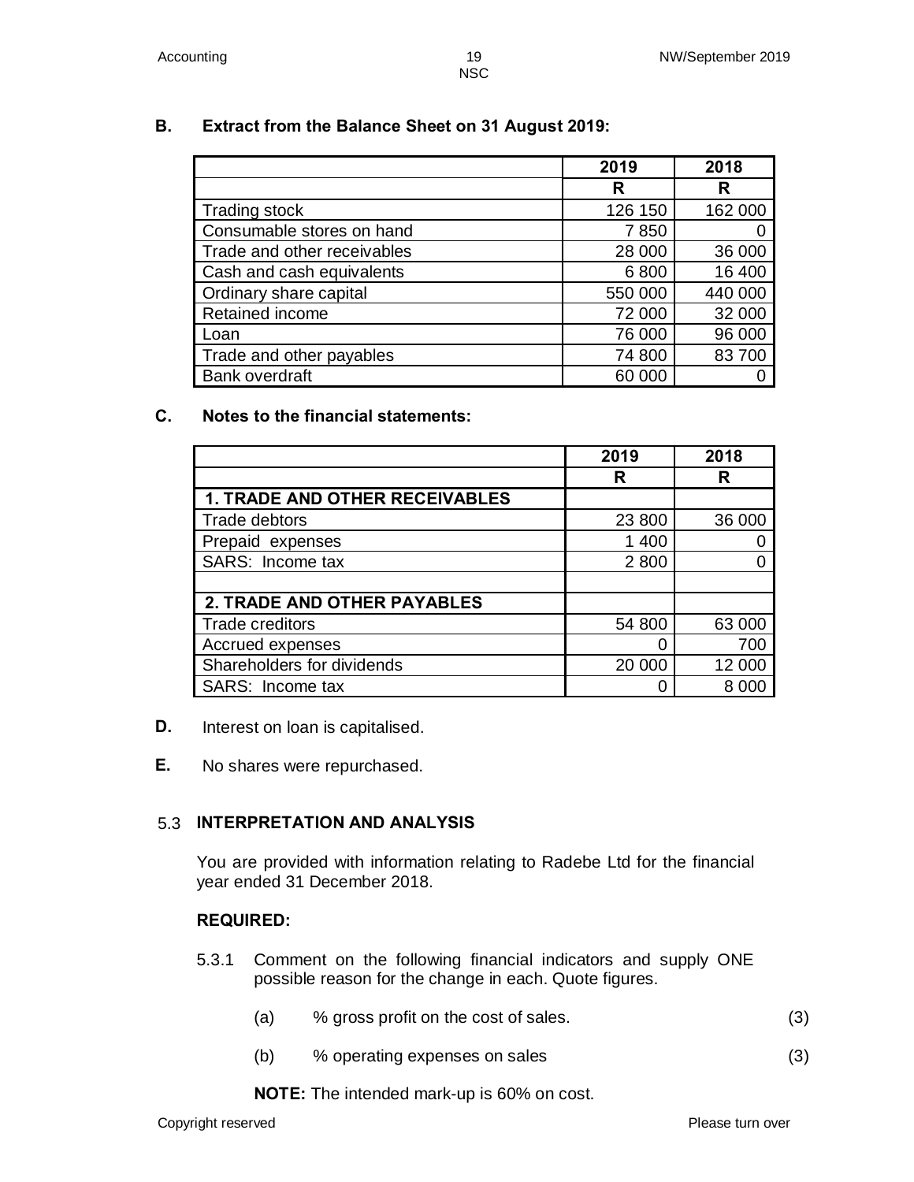**B. Extract from the Balance Sheet on 31 August 2019:**

| | 2019 | 2018 |
|---|---|---|
| | R | R |
| Trading stock | 126 150 | 162 000 |
| Consumable stores on hand | 7 850 | 0 |
| Trade and other receivables | 28 000 | 36 000 |
| Cash and cash equivalents | 6 800 | 16 400 |
| Ordinary share capital | 550 000 | 440 000 |
| Retained income | 72 000 | 32 000 |
| Loan | 76 000 | 96 000 |
| Trade and other payables | 74 800 | 83 700 |
| Bank overdraft | 60 000 | 0 |

**C. Notes to the financial statements:**

| | 2019 | 2018 |
|---|---|---|
| | R | R |
| **1. TRADE AND OTHER RECEIVABLES** | | |
| Trade debtors | 23 800 | 36 000 |
| Prepaid expenses | 1 400 | 0 |
| SARS: Income tax | 2 800 | 0 |
| | | |
| **2. TRADE AND OTHER PAYABLES** | | |
| Trade creditors | 54 800 | 63 000 |
| Accrued expenses | 0 | 700 |
| Shareholders for dividends | 20 000 | 12 000 |
| SARS: Income tax | 0 | 8 000 |

**D.** Interest on loan is capitalised.

**E.** No shares were repurchased.

## 5.3 INTERPRETATION AND ANALYSIS

You are provided with information relating to Radebe Ltd for the financial year ended 31 December 2018.

**REQUIRED:**

5.3.1 Comment on the following financial indicators and supply ONE possible reason for the change in each. Quote figures.

(a) % gross profit on the cost of sales. (3)

(b) % operating expenses on sales (3)

**NOTE:** The intended mark-up is 60% on cost.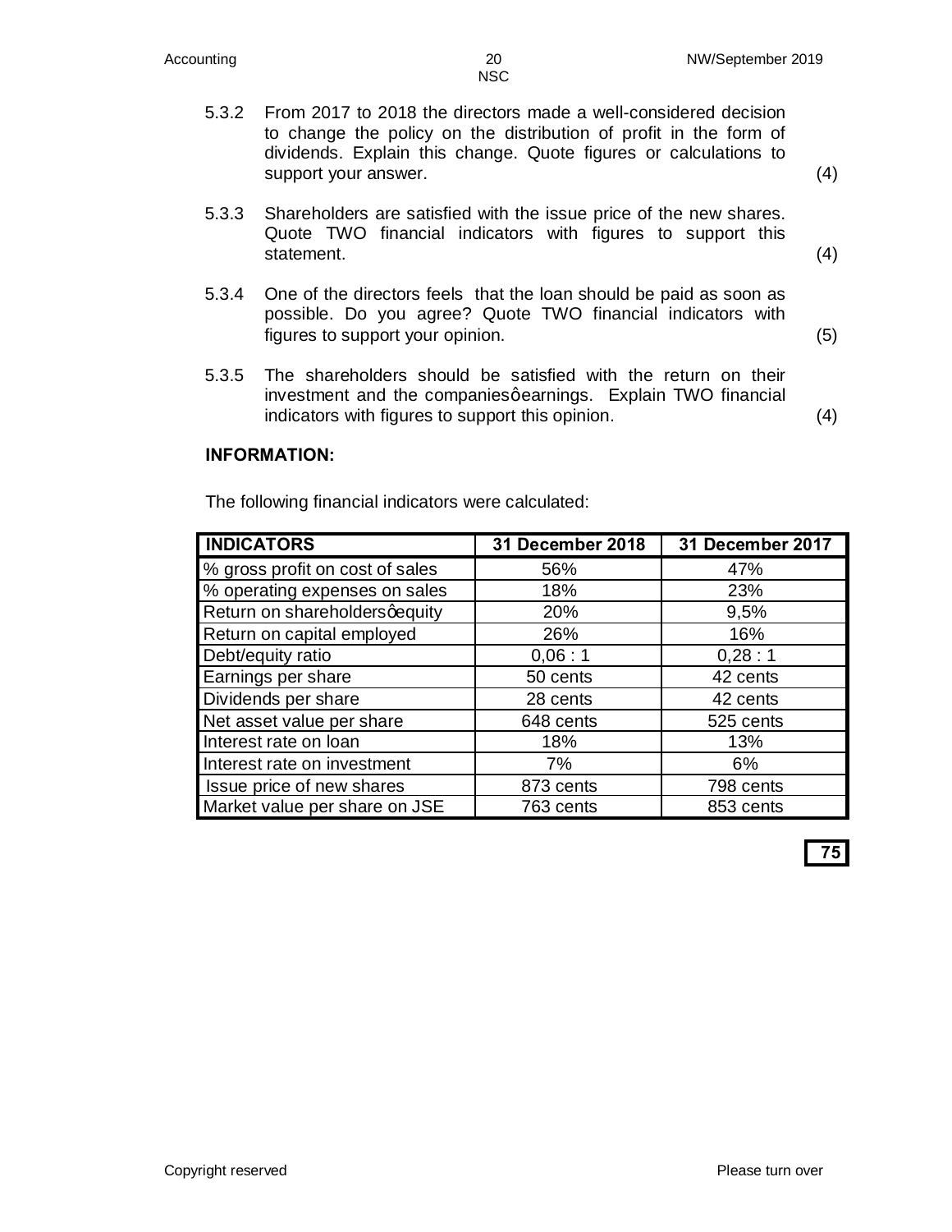5.3.2 From 2017 to 2018 the directors made a well-considered decision to change the policy on the distribution of profit in the form of dividends. Explain this change. Quote figures or calculations to support your answer. (4)

5.3.3 Shareholders are satisfied with the issue price of the new shares. Quote TWO financial indicators with figures to support this statement. (4)

5.3.4 One of the directors feels that the loan should be paid as soon as possible. Do you agree? Quote TWO financial indicators with figures to support your opinion. (5)

5.3.5 The shareholders should be satisfied with the return on their investment and the companiesꞌ earnings. Explain TWO financial indicators with figures to support this opinion. (4)

**INFORMATION:**

The following financial indicators were calculated:

| INDICATORS | 31 December 2018 | 31 December 2017 |
|---|---|---|
| % gross profit on cost of sales | 56% | 47% |
| % operating expenses on sales | 18% | 23% |
| Return on shareholdersꞌ equity | 20% | 9,5% |
| Return on capital employed | 26% | 16% |
| Debt/equity ratio | 0,06 : 1 | 0,28 : 1 |
| Earnings per share | 50 cents | 42 cents |
| Dividends per share | 28 cents | 42 cents |
| Net asset value per share | 648 cents | 525 cents |
| Interest rate on loan | 18% | 13% |
| Interest rate on investment | 7% | 6% |
| Issue price of new shares | 873 cents | 798 cents |
| Market value per share on JSE | 763 cents | 853 cents |

**75**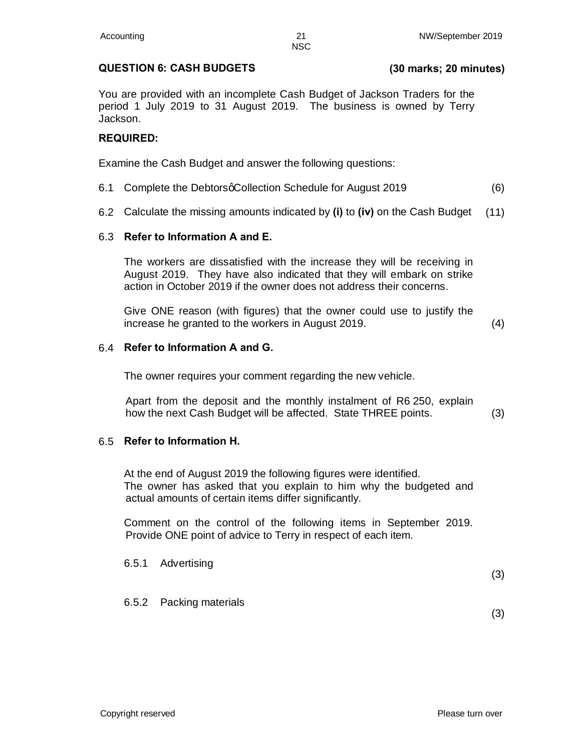## QUESTION 6: CASH BUDGETS **(30 marks; 20 minutes)**

You are provided with an incomplete Cash Budget of Jackson Traders for the period 1 July 2019 to 31 August 2019. The business is owned by Terry Jackson.

**REQUIRED:**

Examine the Cash Budget and answer the following questions:

6.1 Complete the Debtors' Collection Schedule for August 2019 (6)

6.2 Calculate the missing amounts indicated by **(i)** to **(iv)** on the Cash Budget (11)

6.3 **Refer to Information A and E.**

The workers are dissatisfied with the increase they will be receiving in August 2019. They have also indicated that they will embark on strike action in October 2019 if the owner does not address their concerns.

Give ONE reason (with figures) that the owner could use to justify the increase he granted to the workers in August 2019. (4)

6.4 **Refer to Information A and G.**

The owner requires your comment regarding the new vehicle.

Apart from the deposit and the monthly instalment of R6 250, explain how the next Cash Budget will be affected. State THREE points. (3)

6.5 **Refer to Information H.**

At the end of August 2019 the following figures were identified. The owner has asked that you explain to him why the budgeted and actual amounts of certain items differ significantly.

Comment on the control of the following items in September 2019. Provide ONE point of advice to Terry in respect of each item.

6.5.1 Advertising (3)

6.5.2 Packing materials (3)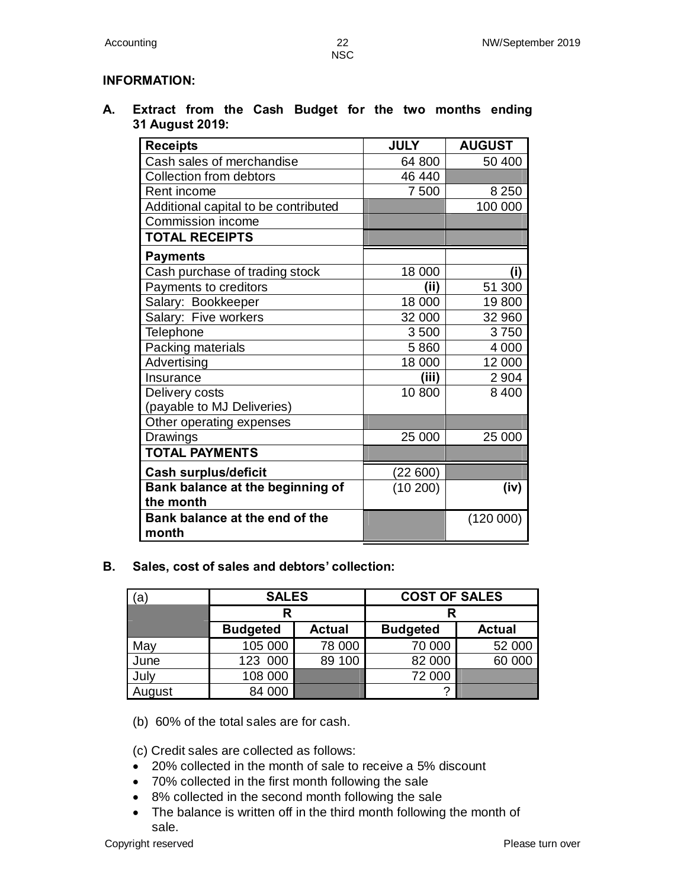**INFORMATION:**

**A. Extract from the Cash Budget for the two months ending 31 August 2019:**

| **Receipts** | **JULY** | **AUGUST** |
|---|---|---|
| Cash sales of merchandise | 64 800 | 50 400 |
| Collection from debtors | 46 440 | |
| Rent income | 7 500 | 8 250 |
| Additional capital to be contributed | | 100 000 |
| Commission income | | |
| **TOTAL RECEIPTS** | | |
| **Payments** | | |
| Cash purchase of trading stock | 18 000 | **(i)** |
| Payments to creditors | **(ii)** | 51 300 |
| Salary: Bookkeeper | 18 000 | 19 800 |
| Salary: Five workers | 32 000 | 32 960 |
| Telephone | 3 500 | 3 750 |
| Packing materials | 5 860 | 4 000 |
| Advertising | 18 000 | 12 000 |
| Insurance | **(iii)** | 2 904 |
| Delivery costs (payable to MJ Deliveries) | 10 800 | 8 400 |
| Other operating expenses | | |
| Drawings | 25 000 | 25 000 |
| **TOTAL PAYMENTS** | | |
| **Cash surplus/deficit** | (22 600) | |
| **Bank balance at the beginning of the month** | (10 200) | **(iv)** |
| **Bank balance at the end of the month** | | (120 000) |

**B. Sales, cost of sales and debtors' collection:**

| (a) | **SALES** | | **COST OF SALES** | |
|---|---|---|---|---|
| | **R** | | **R** | |
| | **Budgeted** | **Actual** | **Budgeted** | **Actual** |
| May | 105 000 | 78 000 | 70 000 | 52 000 |
| June | 123 000 | 89 100 | 82 000 | 60 000 |
| July | 108 000 | | 72 000 | |
| August | 84 000 | | ? | |

(b) 60% of the total sales are for cash.

(c) Credit sales are collected as follows:

- 20% collected in the month of sale to receive a 5% discount
- 70% collected in the first month following the sale
- 8% collected in the second month following the sale
- The balance is written off in the third month following the month of sale.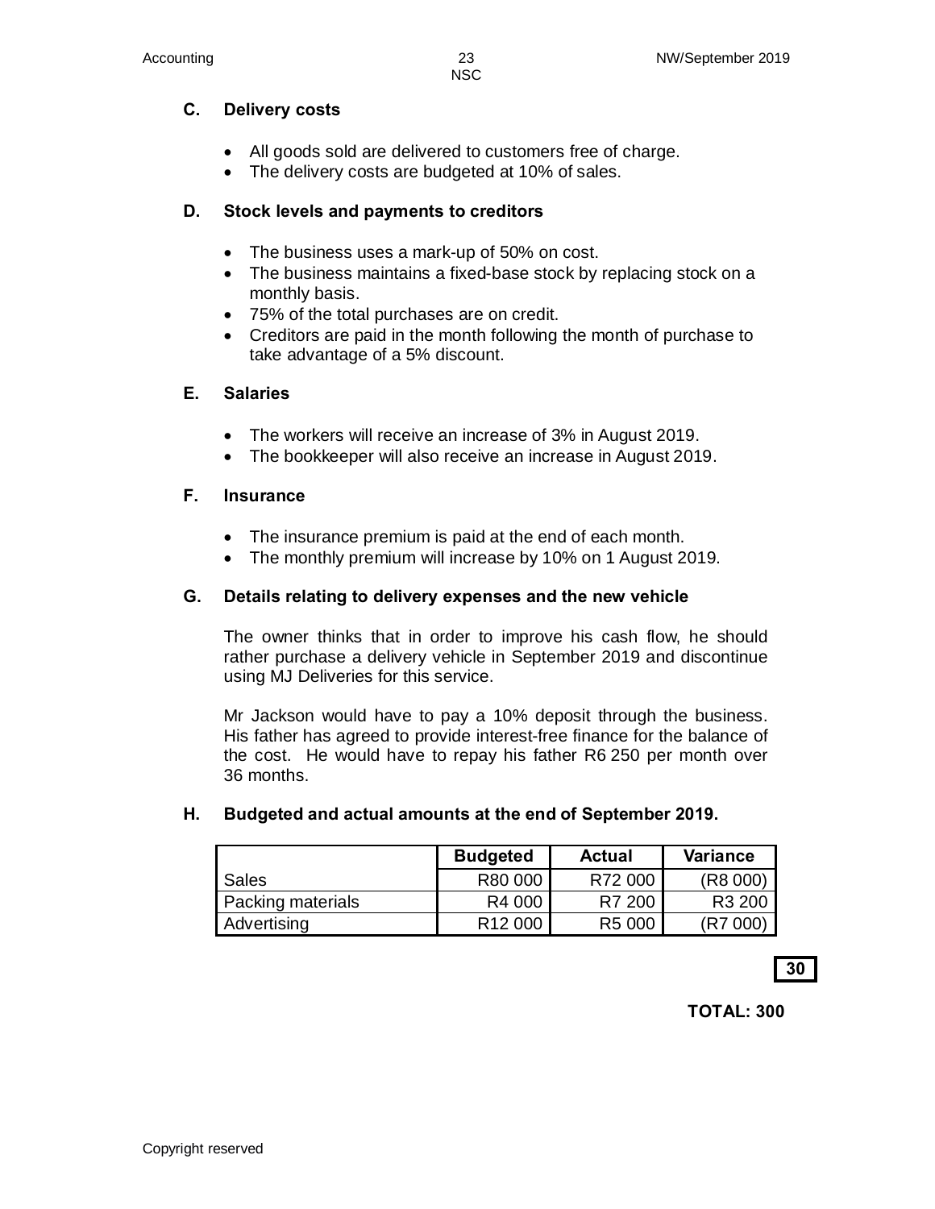**C. Delivery costs**

- All goods sold are delivered to customers free of charge.
- The delivery costs are budgeted at 10% of sales.

**D. Stock levels and payments to creditors**

- The business uses a mark-up of 50% on cost.
- The business maintains a fixed-base stock by replacing stock on a monthly basis.
- 75% of the total purchases are on credit.
- Creditors are paid in the month following the month of purchase to take advantage of a 5% discount.

**E. Salaries**

- The workers will receive an increase of 3% in August 2019.
- The bookkeeper will also receive an increase in August 2019.

**F. Insurance**

- The insurance premium is paid at the end of each month.
- The monthly premium will increase by 10% on 1 August 2019.

**G. Details relating to delivery expenses and the new vehicle**

The owner thinks that in order to improve his cash flow, he should rather purchase a delivery vehicle in September 2019 and discontinue using MJ Deliveries for this service.

Mr Jackson would have to pay a 10% deposit through the business. His father has agreed to provide interest-free finance for the balance of the cost. He would have to repay his father R6 250 per month over 36 months.

**H. Budgeted and actual amounts at the end of September 2019.**

| | Budgeted | Actual | Variance |
|---|---|---|---|
| Sales | R80 000 | R72 000 | (R8 000) |
| Packing materials | R4 000 | R7 200 | R3 200 |
| Advertising | R12 000 | R5 000 | (R7 000) |

**30**

**TOTAL: 300**